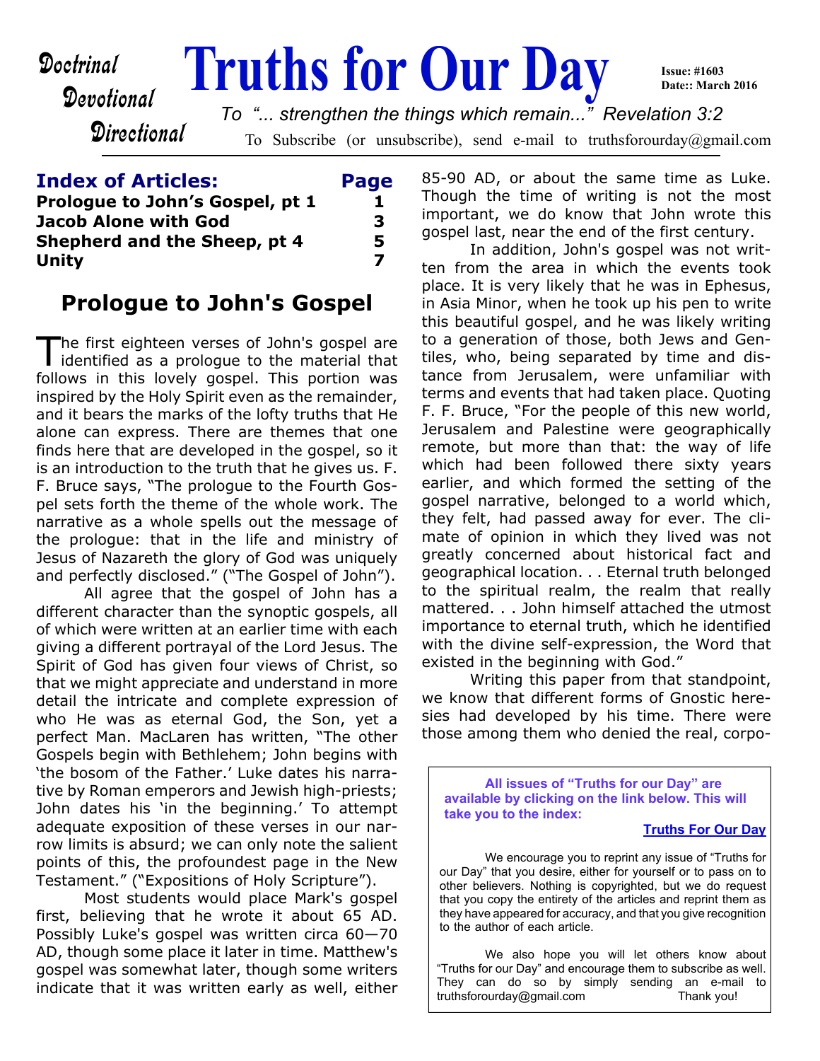**Doctrinal**
**Devotional**
**Directional**

# Truths for Our Day

**Issue: #1603**
**Date:: March 2016**

*To "... strengthen the things which remain..." Revelation 3:2*

To Subscribe (or unsubscribe), send e-mail to truthsforourday@gmail.com

| **Index of Articles:** | **Page** |
|---|---|
| **Prologue to John's Gospel, pt 1** | **1** |
| **Jacob Alone with God** | **3** |
| **Shepherd and the Sheep, pt 4** | **5** |
| **Unity** | **7** |

## Prologue to John's Gospel

The first eighteen verses of John's gospel are identified as a prologue to the material that follows in this lovely gospel. This portion was inspired by the Holy Spirit even as the remainder, and it bears the marks of the lofty truths that He alone can express. There are themes that one finds here that are developed in the gospel, so it is an introduction to the truth that he gives us. F. F. Bruce says, "The prologue to the Fourth Gospel sets forth the theme of the whole work. The narrative as a whole spells out the message of the prologue: that in the life and ministry of Jesus of Nazareth the glory of God was uniquely and perfectly disclosed." ("The Gospel of John").

All agree that the gospel of John has a different character than the synoptic gospels, all of which were written at an earlier time with each giving a different portrayal of the Lord Jesus. The Spirit of God has given four views of Christ, so that we might appreciate and understand in more detail the intricate and complete expression of who He was as eternal God, the Son, yet a perfect Man. MacLaren has written, "The other Gospels begin with Bethlehem; John begins with 'the bosom of the Father.' Luke dates his narrative by Roman emperors and Jewish high-priests; John dates his 'in the beginning.' To attempt adequate exposition of these verses in our narrow limits is absurd; we can only note the salient points of this, the profoundest page in the New Testament." ("Expositions of Holy Scripture").

Most students would place Mark's gospel first, believing that he wrote it about 65 AD. Possibly Luke's gospel was written circa 60—70 AD, though some place it later in time. Matthew's gospel was somewhat later, though some writers indicate that it was written early as well, either 85-90 AD, or about the same time as Luke. Though the time of writing is not the most important, we do know that John wrote this gospel last, near the end of the first century.

In addition, John's gospel was not written from the area in which the events took place. It is very likely that he was in Ephesus, in Asia Minor, when he took up his pen to write this beautiful gospel, and he was likely writing to a generation of those, both Jews and Gentiles, who, being separated by time and distance from Jerusalem, were unfamiliar with terms and events that had taken place. Quoting F. F. Bruce, "For the people of this new world, Jerusalem and Palestine were geographically remote, but more than that: the way of life which had been followed there sixty years earlier, and which formed the setting of the gospel narrative, belonged to a world which, they felt, had passed away for ever. The climate of opinion in which they lived was not greatly concerned about historical fact and geographical location. . . Eternal truth belonged to the spiritual realm, the realm that really mattered. . . John himself attached the utmost importance to eternal truth, which he identified with the divine self-expression, the Word that existed in the beginning with God."

Writing this paper from that standpoint, we know that different forms of Gnostic heresies had developed by his time. There were those among them who denied the real, corpo-

---

**All issues of "Truths for our Day" are available by clicking on the link below. This will take you to the index:**

**Truths For Our Day**

We encourage you to reprint any issue of "Truths for our Day" that you desire, either for yourself or to pass on to other believers. Nothing is copyrighted, but we do request that you copy the entirety of the articles and reprint them as they have appeared for accuracy, and that you give recognition to the author of each article.

We also hope you will let others know about "Truths for our Day" and encourage them to subscribe as well. They can do so by simply sending an e-mail to truthsforourday@gmail.com Thank you!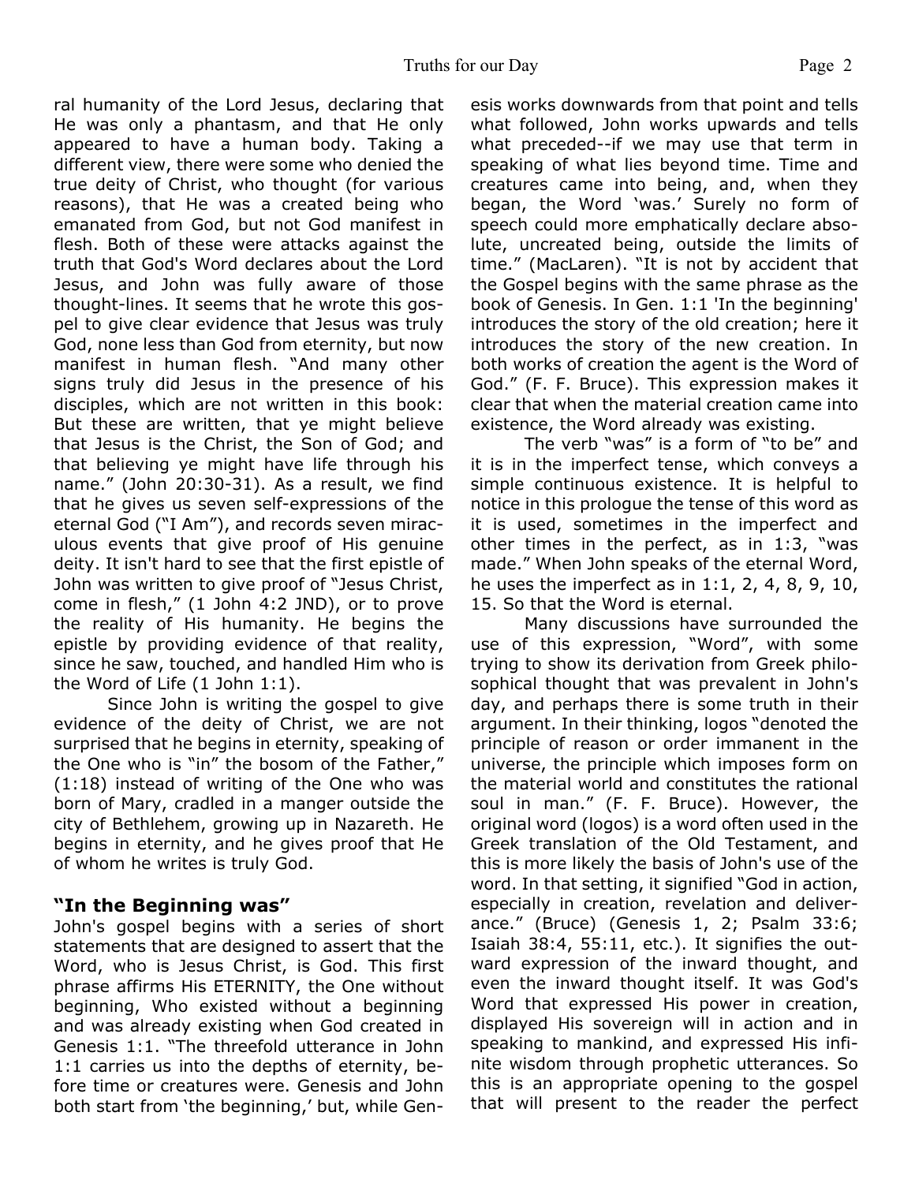ral humanity of the Lord Jesus, declaring that He was only a phantasm, and that He only appeared to have a human body. Taking a different view, there were some who denied the true deity of Christ, who thought (for various reasons), that He was a created being who emanated from God, but not God manifest in flesh. Both of these were attacks against the truth that God's Word declares about the Lord Jesus, and John was fully aware of those thought-lines. It seems that he wrote this gospel to give clear evidence that Jesus was truly God, none less than God from eternity, but now manifest in human flesh. "And many other signs truly did Jesus in the presence of his disciples, which are not written in this book: But these are written, that ye might believe that Jesus is the Christ, the Son of God; and that believing ye might have life through his name." (John 20:30-31). As a result, we find that he gives us seven self-expressions of the eternal God ("I Am"), and records seven miraculous events that give proof of His genuine deity. It isn't hard to see that the first epistle of John was written to give proof of "Jesus Christ, come in flesh," (1 John 4:2 JND), or to prove the reality of His humanity. He begins the epistle by providing evidence of that reality, since he saw, touched, and handled Him who is the Word of Life (1 John 1:1).

Since John is writing the gospel to give evidence of the deity of Christ, we are not surprised that he begins in eternity, speaking of the One who is "in" the bosom of the Father," (1:18) instead of writing of the One who was born of Mary, cradled in a manger outside the city of Bethlehem, growing up in Nazareth. He begins in eternity, and he gives proof that He of whom he writes is truly God.

## "In the Beginning was"

John's gospel begins with a series of short statements that are designed to assert that the Word, who is Jesus Christ, is God. This first phrase affirms His ETERNITY, the One without beginning, Who existed without a beginning and was already existing when God created in Genesis 1:1. "The threefold utterance in John 1:1 carries us into the depths of eternity, before time or creatures were. Genesis and John both start from 'the beginning,' but, while Genesis works downwards from that point and tells what followed, John works upwards and tells what preceded--if we may use that term in speaking of what lies beyond time. Time and creatures came into being, and, when they began, the Word 'was.' Surely no form of speech could more emphatically declare absolute, uncreated being, outside the limits of time." (MacLaren). "It is not by accident that the Gospel begins with the same phrase as the book of Genesis. In Gen. 1:1 'In the beginning' introduces the story of the old creation; here it introduces the story of the new creation. In both works of creation the agent is the Word of God." (F. F. Bruce). This expression makes it clear that when the material creation came into existence, the Word already was existing.

The verb "was" is a form of "to be" and it is in the imperfect tense, which conveys a simple continuous existence. It is helpful to notice in this prologue the tense of this word as it is used, sometimes in the imperfect and other times in the perfect, as in 1:3, "was made." When John speaks of the eternal Word, he uses the imperfect as in 1:1, 2, 4, 8, 9, 10, 15. So that the Word is eternal.

Many discussions have surrounded the use of this expression, "Word", with some trying to show its derivation from Greek philosophical thought that was prevalent in John's day, and perhaps there is some truth in their argument. In their thinking, logos "denoted the principle of reason or order immanent in the universe, the principle which imposes form on the material world and constitutes the rational soul in man." (F. F. Bruce). However, the original word (logos) is a word often used in the Greek translation of the Old Testament, and this is more likely the basis of John's use of the word. In that setting, it signified "God in action, especially in creation, revelation and deliverance." (Bruce) (Genesis 1, 2; Psalm 33:6; Isaiah 38:4, 55:11, etc.). It signifies the outward expression of the inward thought, and even the inward thought itself. It was God's Word that expressed His power in creation, displayed His sovereign will in action and in speaking to mankind, and expressed His infinite wisdom through prophetic utterances. So this is an appropriate opening to the gospel that will present to the reader the perfect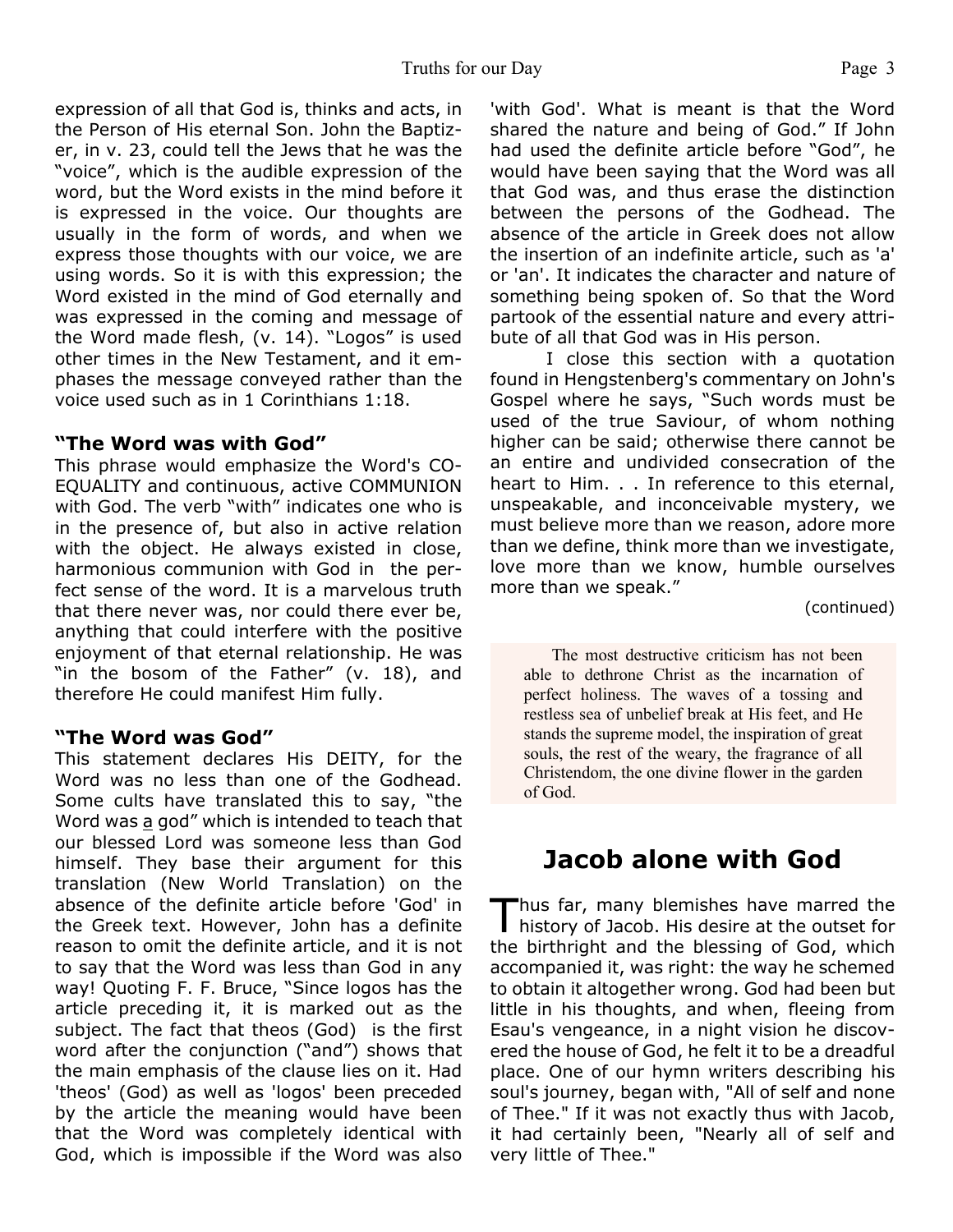expression of all that God is, thinks and acts, in the Person of His eternal Son. John the Baptizer, in v. 23, could tell the Jews that he was the "voice", which is the audible expression of the word, but the Word exists in the mind before it is expressed in the voice. Our thoughts are usually in the form of words, and when we express those thoughts with our voice, we are using words. So it is with this expression; the Word existed in the mind of God eternally and was expressed in the coming and message of the Word made flesh, (v. 14). "Logos" is used other times in the New Testament, and it emphases the message conveyed rather than the voice used such as in 1 Corinthians 1:18.

### "The Word was with God"

This phrase would emphasize the Word's CO-EQUALITY and continuous, active COMMUNION with God. The verb "with" indicates one who is in the presence of, but also in active relation with the object. He always existed in close, harmonious communion with God in the perfect sense of the word. It is a marvelous truth that there never was, nor could there ever be, anything that could interfere with the positive enjoyment of that eternal relationship. He was "in the bosom of the Father" (v. 18), and therefore He could manifest Him fully.

### "The Word was God"

This statement declares His DEITY, for the Word was no less than one of the Godhead. Some cults have translated this to say, "the Word was a god" which is intended to teach that our blessed Lord was someone less than God himself. They base their argument for this translation (New World Translation) on the absence of the definite article before 'God' in the Greek text. However, John has a definite reason to omit the definite article, and it is not to say that the Word was less than God in any way! Quoting F. F. Bruce, "Since logos has the article preceding it, it is marked out as the subject. The fact that theos (God) is the first word after the conjunction ("and") shows that the main emphasis of the clause lies on it. Had 'theos' (God) as well as 'logos' been preceded by the article the meaning would have been that the Word was completely identical with God, which is impossible if the Word was also 'with God'. What is meant is that the Word shared the nature and being of God." If John had used the definite article before "God", he would have been saying that the Word was all that God was, and thus erase the distinction between the persons of the Godhead. The absence of the article in Greek does not allow the insertion of an indefinite article, such as 'a' or 'an'. It indicates the character and nature of something being spoken of. So that the Word partook of the essential nature and every attribute of all that God was in His person.

I close this section with a quotation found in Hengstenberg's commentary on John's Gospel where he says, "Such words must be used of the true Saviour, of whom nothing higher can be said; otherwise there cannot be an entire and undivided consecration of the heart to Him. . . In reference to this eternal, unspeakable, and inconceivable mystery, we must believe more than we reason, adore more than we define, think more than we investigate, love more than we know, humble ourselves more than we speak."

(continued)

> The most destructive criticism has not been able to dethrone Christ as the incarnation of perfect holiness. The waves of a tossing and restless sea of unbelief break at His feet, and He stands the supreme model, the inspiration of great souls, the rest of the weary, the fragrance of all Christendom, the one divine flower in the garden of God.

## Jacob alone with God

Thus far, many blemishes have marred the history of Jacob. His desire at the outset for the birthright and the blessing of God, which accompanied it, was right: the way he schemed to obtain it altogether wrong. God had been but little in his thoughts, and when, fleeing from Esau's vengeance, in a night vision he discovered the house of God, he felt it to be a dreadful place. One of our hymn writers describing his soul's journey, began with, "All of self and none of Thee." If it was not exactly thus with Jacob, it had certainly been, "Nearly all of self and very little of Thee."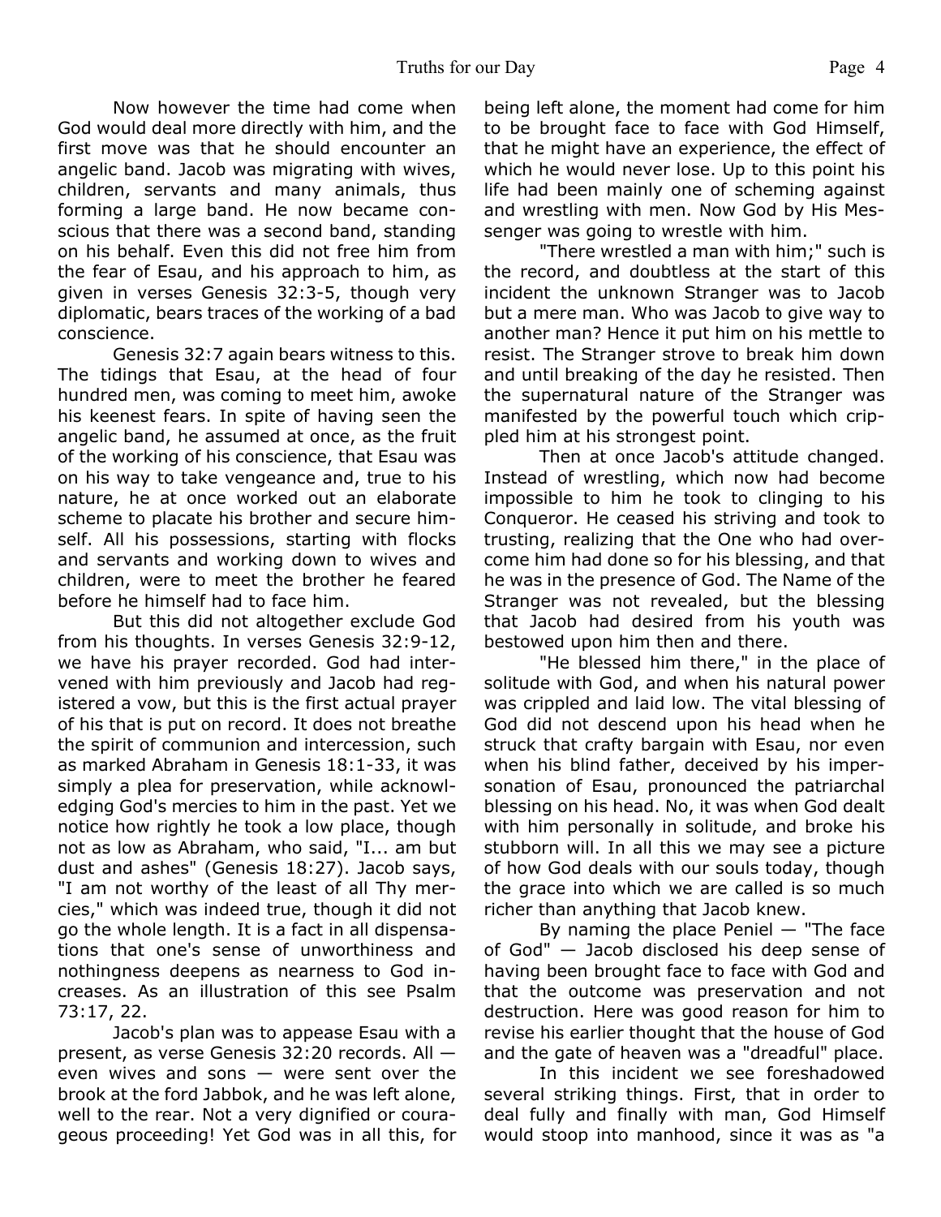Now however the time had come when God would deal more directly with him, and the first move was that he should encounter an angelic band. Jacob was migrating with wives, children, servants and many animals, thus forming a large band. He now became conscious that there was a second band, standing on his behalf. Even this did not free him from the fear of Esau, and his approach to him, as given in verses Genesis 32:3-5, though very diplomatic, bears traces of the working of a bad conscience.

Genesis 32:7 again bears witness to this. The tidings that Esau, at the head of four hundred men, was coming to meet him, awoke his keenest fears. In spite of having seen the angelic band, he assumed at once, as the fruit of the working of his conscience, that Esau was on his way to take vengeance and, true to his nature, he at once worked out an elaborate scheme to placate his brother and secure himself. All his possessions, starting with flocks and servants and working down to wives and children, were to meet the brother he feared before he himself had to face him.

But this did not altogether exclude God from his thoughts. In verses Genesis 32:9-12, we have his prayer recorded. God had intervened with him previously and Jacob had registered a vow, but this is the first actual prayer of his that is put on record. It does not breathe the spirit of communion and intercession, such as marked Abraham in Genesis 18:1-33, it was simply a plea for preservation, while acknowledging God's mercies to him in the past. Yet we notice how rightly he took a low place, though not as low as Abraham, who said, "I... am but dust and ashes" (Genesis 18:27). Jacob says, "I am not worthy of the least of all Thy mercies," which was indeed true, though it did not go the whole length. It is a fact in all dispensations that one's sense of unworthiness and nothingness deepens as nearness to God increases. As an illustration of this see Psalm 73:17, 22.

Jacob's plan was to appease Esau with a present, as verse Genesis 32:20 records. All — even wives and sons — were sent over the brook at the ford Jabbok, and he was left alone, well to the rear. Not a very dignified or courageous proceeding! Yet God was in all this, for being left alone, the moment had come for him to be brought face to face with God Himself, that he might have an experience, the effect of which he would never lose. Up to this point his life had been mainly one of scheming against and wrestling with men. Now God by His Messenger was going to wrestle with him.

"There wrestled a man with him;" such is the record, and doubtless at the start of this incident the unknown Stranger was to Jacob but a mere man. Who was Jacob to give way to another man? Hence it put him on his mettle to resist. The Stranger strove to break him down and until breaking of the day he resisted. Then the supernatural nature of the Stranger was manifested by the powerful touch which crippled him at his strongest point.

Then at once Jacob's attitude changed. Instead of wrestling, which now had become impossible to him he took to clinging to his Conqueror. He ceased his striving and took to trusting, realizing that the One who had overcome him had done so for his blessing, and that he was in the presence of God. The Name of the Stranger was not revealed, but the blessing that Jacob had desired from his youth was bestowed upon him then and there.

"He blessed him there," in the place of solitude with God, and when his natural power was crippled and laid low. The vital blessing of God did not descend upon his head when he struck that crafty bargain with Esau, nor even when his blind father, deceived by his impersonation of Esau, pronounced the patriarchal blessing on his head. No, it was when God dealt with him personally in solitude, and broke his stubborn will. In all this we may see a picture of how God deals with our souls today, though the grace into which we are called is so much richer than anything that Jacob knew.

By naming the place Peniel — "The face of God" — Jacob disclosed his deep sense of having been brought face to face with God and that the outcome was preservation and not destruction. Here was good reason for him to revise his earlier thought that the house of God and the gate of heaven was a "dreadful" place.

In this incident we see foreshadowed several striking things. First, that in order to deal fully and finally with man, God Himself would stoop into manhood, since it was as "a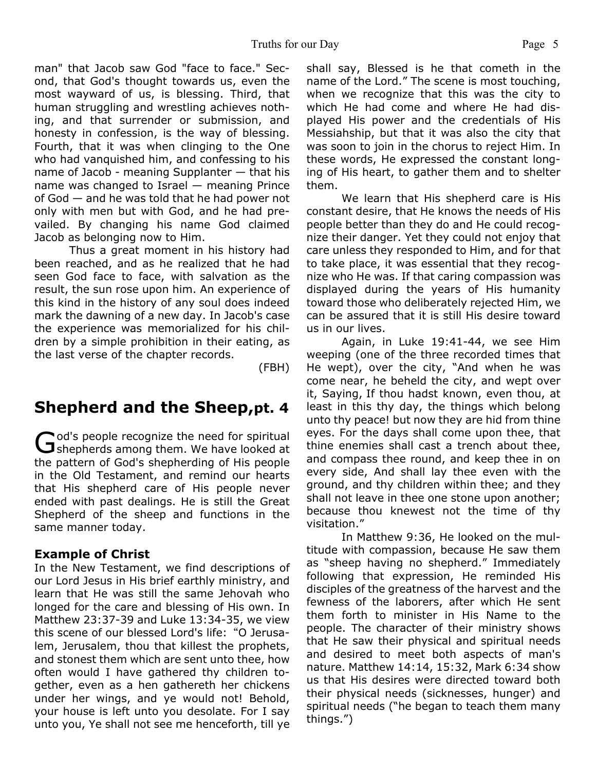man" that Jacob saw God "face to face." Second, that God's thought towards us, even the most wayward of us, is blessing. Third, that human struggling and wrestling achieves nothing, and that surrender or submission, and honesty in confession, is the way of blessing. Fourth, that it was when clinging to the One who had vanquished him, and confessing to his name of Jacob - meaning Supplanter — that his name was changed to Israel — meaning Prince of God — and he was told that he had power not only with men but with God, and he had prevailed. By changing his name God claimed Jacob as belonging now to Him.

Thus a great moment in his history had been reached, and as he realized that he had seen God face to face, with salvation as the result, the sun rose upon him. An experience of this kind in the history of any soul does indeed mark the dawning of a new day. In Jacob's case the experience was memorialized for his children by a simple prohibition in their eating, as the last verse of the chapter records.

(FBH)

## Shepherd and the Sheep, pt. 4

God's people recognize the need for spiritual shepherds among them. We have looked at the pattern of God's shepherding of His people in the Old Testament, and remind our hearts that His shepherd care of His people never ended with past dealings. He is still the Great Shepherd of the sheep and functions in the same manner today.

### Example of Christ

In the New Testament, we find descriptions of our Lord Jesus in His brief earthly ministry, and learn that He was still the same Jehovah who longed for the care and blessing of His own. In Matthew 23:37-39 and Luke 13:34-35, we view this scene of our blessed Lord's life: "O Jerusalem, Jerusalem, thou that killest the prophets, and stonest them which are sent unto thee, how often would I have gathered thy children together, even as a hen gathereth her chickens under her wings, and ye would not! Behold, your house is left unto you desolate. For I say unto you, Ye shall not see me henceforth, till ye shall say, Blessed is he that cometh in the name of the Lord." The scene is most touching, when we recognize that this was the city to which He had come and where He had displayed His power and the credentials of His Messiahship, but that it was also the city that was soon to join in the chorus to reject Him. In these words, He expressed the constant longing of His heart, to gather them and to shelter them.

We learn that His shepherd care is His constant desire, that He knows the needs of His people better than they do and He could recognize their danger. Yet they could not enjoy that care unless they responded to Him, and for that to take place, it was essential that they recognize who He was. If that caring compassion was displayed during the years of His humanity toward those who deliberately rejected Him, we can be assured that it is still His desire toward us in our lives.

Again, in Luke 19:41-44, we see Him weeping (one of the three recorded times that He wept), over the city, "And when he was come near, he beheld the city, and wept over it, Saying, If thou hadst known, even thou, at least in this thy day, the things which belong unto thy peace! but now they are hid from thine eyes. For the days shall come upon thee, that thine enemies shall cast a trench about thee, and compass thee round, and keep thee in on every side, And shall lay thee even with the ground, and thy children within thee; and they shall not leave in thee one stone upon another; because thou knewest not the time of thy visitation."

In Matthew 9:36, He looked on the multitude with compassion, because He saw them as "sheep having no shepherd." Immediately following that expression, He reminded His disciples of the greatness of the harvest and the fewness of the laborers, after which He sent them forth to minister in His Name to the people. The character of their ministry shows that He saw their physical and spiritual needs and desired to meet both aspects of man's nature. Matthew 14:14, 15:32, Mark 6:34 show us that His desires were directed toward both their physical needs (sicknesses, hunger) and spiritual needs ("he began to teach them many things.")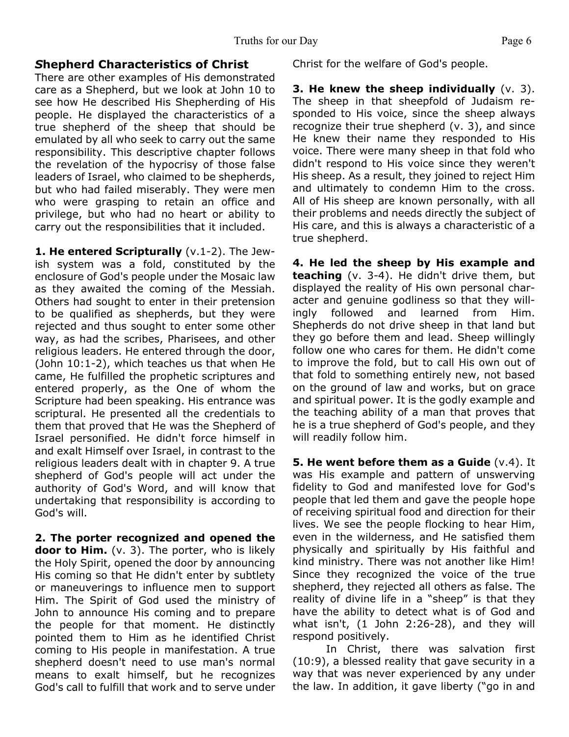## Shepherd Characteristics of Christ

There are other examples of His demonstrated care as a Shepherd, but we look at John 10 to see how He described His Shepherding of His people. He displayed the characteristics of a true shepherd of the sheep that should be emulated by all who seek to carry out the same responsibility. This descriptive chapter follows the revelation of the hypocrisy of those false leaders of Israel, who claimed to be shepherds, but who had failed miserably. They were men who were grasping to retain an office and privilege, but who had no heart or ability to carry out the responsibilities that it included.

**1. He entered Scripturally** (v.1-2). The Jewish system was a fold, constituted by the enclosure of God's people under the Mosaic law as they awaited the coming of the Messiah. Others had sought to enter in their pretension to be qualified as shepherds, but they were rejected and thus sought to enter some other way, as had the scribes, Pharisees, and other religious leaders. He entered through the door, (John 10:1-2), which teaches us that when He came, He fulfilled the prophetic scriptures and entered properly, as the One of whom the Scripture had been speaking. His entrance was scriptural. He presented all the credentials to them that proved that He was the Shepherd of Israel personified. He didn't force himself in and exalt Himself over Israel, in contrast to the religious leaders dealt with in chapter 9. A true shepherd of God's people will act under the authority of God's Word, and will know that undertaking that responsibility is according to God's will.

**2. The porter recognized and opened the door to Him.** (v. 3). The porter, who is likely the Holy Spirit, opened the door by announcing His coming so that He didn't enter by subtlety or maneuverings to influence men to support Him. The Spirit of God used the ministry of John to announce His coming and to prepare the people for that moment. He distinctly pointed them to Him as he identified Christ coming to His people in manifestation. A true shepherd doesn't need to use man's normal means to exalt himself, but he recognizes God's call to fulfill that work and to serve under Christ for the welfare of God's people.

**3. He knew the sheep individually** (v. 3). The sheep in that sheepfold of Judaism responded to His voice, since the sheep always recognize their true shepherd (v. 3), and since He knew their name they responded to His voice. There were many sheep in that fold who didn't respond to His voice since they weren't His sheep. As a result, they joined to reject Him and ultimately to condemn Him to the cross. All of His sheep are known personally, with all their problems and needs directly the subject of His care, and this is always a characteristic of a true shepherd.

**4. He led the sheep by His example and teaching** (v. 3-4). He didn't drive them, but displayed the reality of His own personal character and genuine godliness so that they willingly followed and learned from Him. Shepherds do not drive sheep in that land but they go before them and lead. Sheep willingly follow one who cares for them. He didn't come to improve the fold, but to call His own out of that fold to something entirely new, not based on the ground of law and works, but on grace and spiritual power. It is the godly example and the teaching ability of a man that proves that he is a true shepherd of God's people, and they will readily follow him.

**5. He went before them as a Guide** (v.4). It was His example and pattern of unswerving fidelity to God and manifested love for God's people that led them and gave the people hope of receiving spiritual food and direction for their lives. We see the people flocking to hear Him, even in the wilderness, and He satisfied them physically and spiritually by His faithful and kind ministry. There was not another like Him! Since they recognized the voice of the true shepherd, they rejected all others as false. The reality of divine life in a "sheep" is that they have the ability to detect what is of God and what isn't, (1 John 2:26-28), and they will respond positively.

In Christ, there was salvation first (10:9), a blessed reality that gave security in a way that was never experienced by any under the law. In addition, it gave liberty ("go in and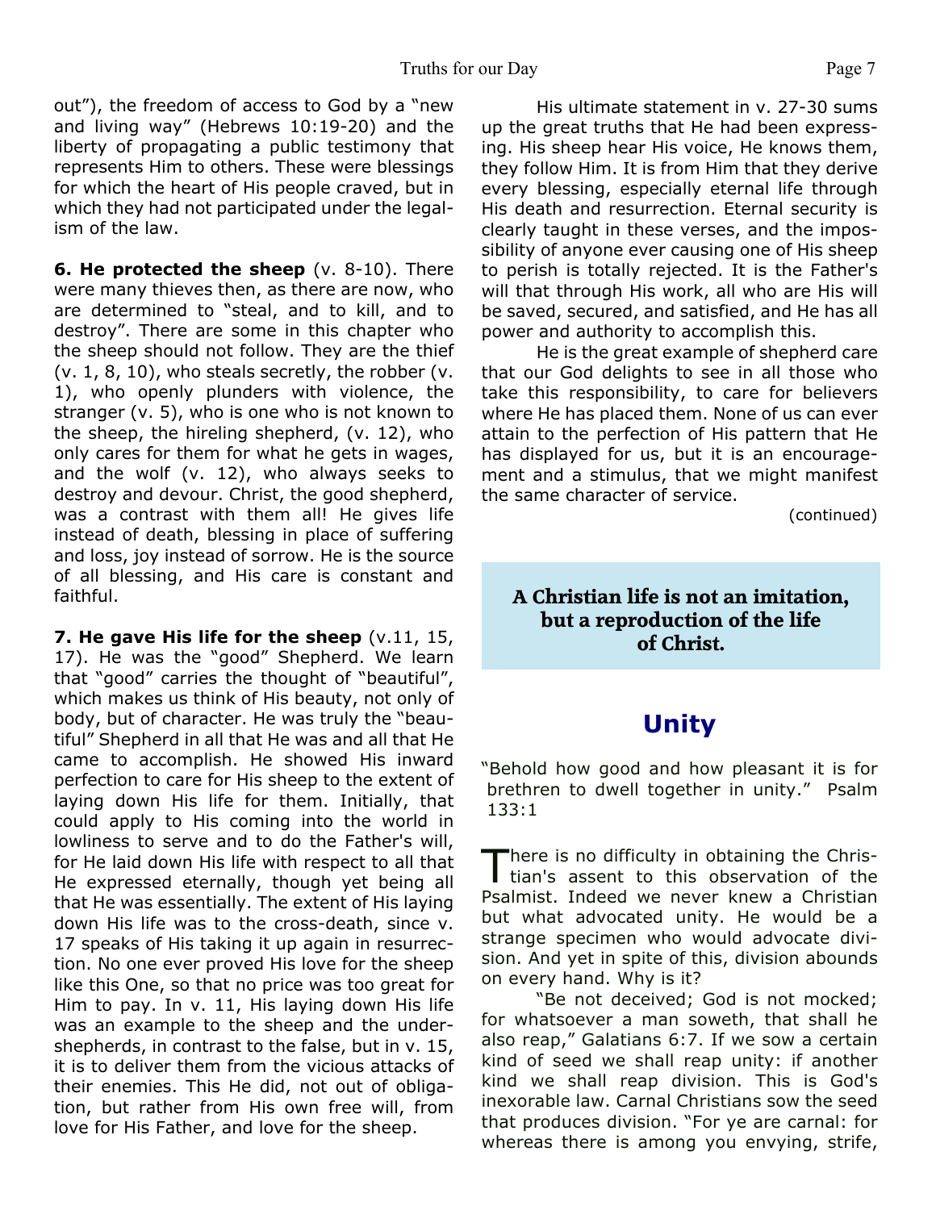out"), the freedom of access to God by a "new and living way" (Hebrews 10:19-20) and the liberty of propagating a public testimony that represents Him to others. These were blessings for which the heart of His people craved, but in which they had not participated under the legalism of the law.

**6. He protected the sheep** (v. 8-10). There were many thieves then, as there are now, who are determined to "steal, and to kill, and to destroy". There are some in this chapter who the sheep should not follow. They are the thief (v. 1, 8, 10), who steals secretly, the robber (v. 1), who openly plunders with violence, the stranger (v. 5), who is one who is not known to the sheep, the hireling shepherd, (v. 12), who only cares for them for what he gets in wages, and the wolf (v. 12), who always seeks to destroy and devour. Christ, the good shepherd, was a contrast with them all! He gives life instead of death, blessing in place of suffering and loss, joy instead of sorrow. He is the source of all blessing, and His care is constant and faithful.

**7. He gave His life for the sheep** (v.11, 15, 17). He was the "good" Shepherd. We learn that "good" carries the thought of "beautiful", which makes us think of His beauty, not only of body, but of character. He was truly the "beautiful" Shepherd in all that He was and all that He came to accomplish. He showed His inward perfection to care for His sheep to the extent of laying down His life for them. Initially, that could apply to His coming into the world in lowliness to serve and to do the Father's will, for He laid down His life with respect to all that He expressed eternally, though yet being all that He was essentially. The extent of His laying down His life was to the cross-death, since v. 17 speaks of His taking it up again in resurrection. No one ever proved His love for the sheep like this One, so that no price was too great for Him to pay. In v. 11, His laying down His life was an example to the sheep and the under-shepherds, in contrast to the false, but in v. 15, it is to deliver them from the vicious attacks of their enemies. This He did, not out of obligation, but rather from His own free will, from love for His Father, and love for the sheep.

His ultimate statement in v. 27-30 sums up the great truths that He had been expressing. His sheep hear His voice, He knows them, they follow Him. It is from Him that they derive every blessing, especially eternal life through His death and resurrection. Eternal security is clearly taught in these verses, and the impossibility of anyone ever causing one of His sheep to perish is totally rejected. It is the Father's will that through His work, all who are His will be saved, secured, and satisfied, and He has all power and authority to accomplish this.

He is the great example of shepherd care that our God delights to see in all those who take this responsibility, to care for believers where He has placed them. None of us can ever attain to the perfection of His pattern that He has displayed for us, but it is an encouragement and a stimulus, that we might manifest the same character of service.

(continued)

**A Christian life is not an imitation, but a reproduction of the life of Christ.**

## Unity

"Behold how good and how pleasant it is for brethren to dwell together in unity." Psalm 133:1

There is no difficulty in obtaining the Christian's assent to this observation of the Psalmist. Indeed we never knew a Christian but what advocated unity. He would be a strange specimen who would advocate division. And yet in spite of this, division abounds on every hand. Why is it?

"Be not deceived; God is not mocked; for whatsoever a man soweth, that shall he also reap," Galatians 6:7. If we sow a certain kind of seed we shall reap unity: if another kind we shall reap division. This is God's inexorable law. Carnal Christians sow the seed that produces division. "For ye are carnal: for whereas there is among you envying, strife,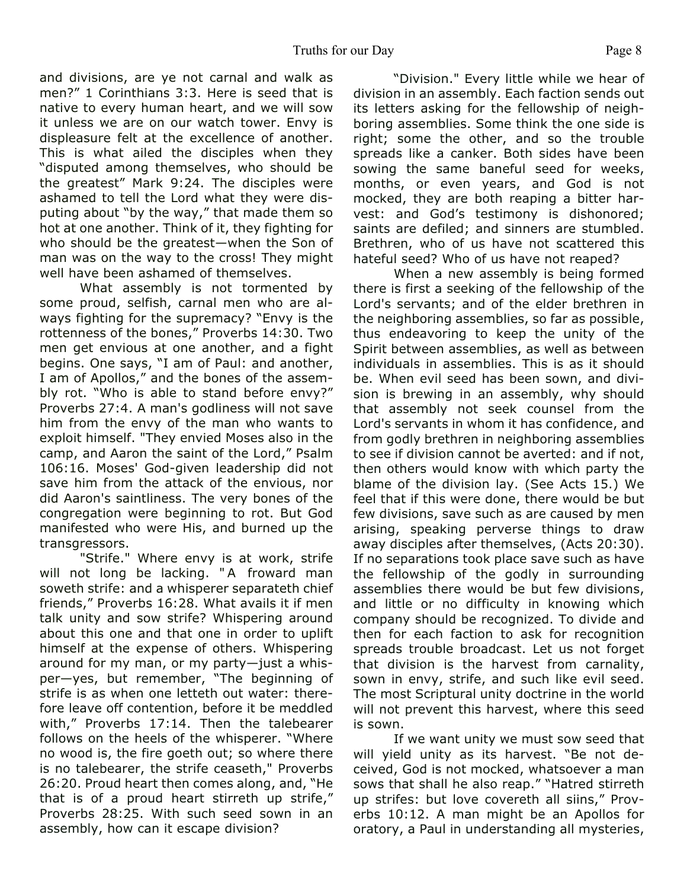and divisions, are ye not carnal and walk as men?" 1 Corinthians 3:3. Here is seed that is native to every human heart, and we will sow it unless we are on our watch tower. Envy is displeasure felt at the excellence of another. This is what ailed the disciples when they "disputed among themselves, who should be the greatest" Mark 9:24. The disciples were ashamed to tell the Lord what they were disputing about "by the way," that made them so hot at one another. Think of it, they fighting for who should be the greatest—when the Son of man was on the way to the cross! They might well have been ashamed of themselves.

What assembly is not tormented by some proud, selfish, carnal men who are always fighting for the supremacy? "Envy is the rottenness of the bones," Proverbs 14:30. Two men get envious at one another, and a fight begins. One says, "I am of Paul: and another, I am of Apollos," and the bones of the assembly rot. "Who is able to stand before envy?" Proverbs 27:4. A man's godliness will not save him from the envy of the man who wants to exploit himself. "They envied Moses also in the camp, and Aaron the saint of the Lord," Psalm 106:16. Moses' God-given leadership did not save him from the attack of the envious, nor did Aaron's saintliness. The very bones of the congregation were beginning to rot. But God manifested who were His, and burned up the transgressors.

"Strife." Where envy is at work, strife will not long be lacking. "A froward man soweth strife: and a whisperer separateth chief friends," Proverbs 16:28. What avails it if men talk unity and sow strife? Whispering around about this one and that one in order to uplift himself at the expense of others. Whispering around for my man, or my party—just a whisper—yes, but remember, "The beginning of strife is as when one letteth out water: therefore leave off contention, before it be meddled with," Proverbs 17:14. Then the talebearer follows on the heels of the whisperer. "Where no wood is, the fire goeth out; so where there is no talebearer, the strife ceaseth," Proverbs 26:20. Proud heart then comes along, and, "He that is of a proud heart stirreth up strife," Proverbs 28:25. With such seed sown in an assembly, how can it escape division?

"Division." Every little while we hear of division in an assembly. Each faction sends out its letters asking for the fellowship of neighboring assemblies. Some think the one side is right; some the other, and so the trouble spreads like a canker. Both sides have been sowing the same baneful seed for weeks, months, or even years, and God is not mocked, they are both reaping a bitter harvest: and God's testimony is dishonored; saints are defiled; and sinners are stumbled. Brethren, who of us have not scattered this hateful seed? Who of us have not reaped?

When a new assembly is being formed there is first a seeking of the fellowship of the Lord's servants; and of the elder brethren in the neighboring assemblies, so far as possible, thus endeavoring to keep the unity of the Spirit between assemblies, as well as between individuals in assemblies. This is as it should be. When evil seed has been sown, and division is brewing in an assembly, why should that assembly not seek counsel from the Lord's servants in whom it has confidence, and from godly brethren in neighboring assemblies to see if division cannot be averted: and if not, then others would know with which party the blame of the division lay. (See Acts 15.) We feel that if this were done, there would be but few divisions, save such as are caused by men arising, speaking perverse things to draw away disciples after themselves, (Acts 20:30). If no separations took place save such as have the fellowship of the godly in surrounding assemblies there would be but few divisions, and little or no difficulty in knowing which company should be recognized. To divide and then for each faction to ask for recognition spreads trouble broadcast. Let us not forget that division is the harvest from carnality, sown in envy, strife, and such like evil seed. The most Scriptural unity doctrine in the world will not prevent this harvest, where this seed is sown.

If we want unity we must sow seed that will yield unity as its harvest. "Be not deceived, God is not mocked, whatsoever a man sows that shall he also reap." "Hatred stirreth up strifes: but love covereth all siins," Proverbs 10:12. A man might be an Apollos for oratory, a Paul in understanding all mysteries,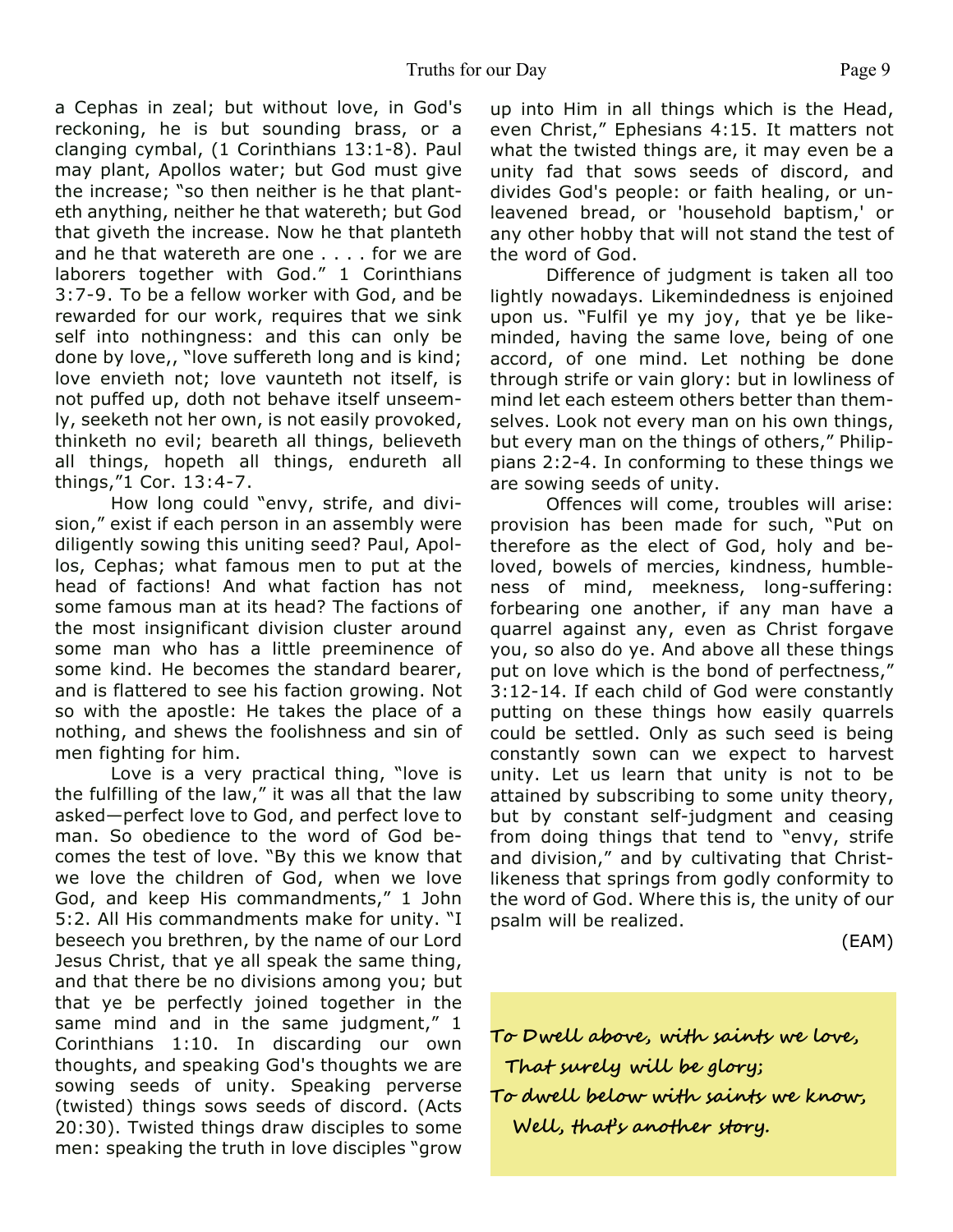a Cephas in zeal; but without love, in God's reckoning, he is but sounding brass, or a clanging cymbal, (1 Corinthians 13:1-8). Paul may plant, Apollos water; but God must give the increase; "so then neither is he that planteth anything, neither he that watereth; but God that giveth the increase. Now he that planteth and he that watereth are one . . . . for we are laborers together with God." 1 Corinthians 3:7-9. To be a fellow worker with God, and be rewarded for our work, requires that we sink self into nothingness: and this can only be done by love,, "love suffereth long and is kind; love envieth not; love vaunteth not itself, is not puffed up, doth not behave itself unseemly, seeketh not her own, is not easily provoked, thinketh no evil; beareth all things, believeth all things, hopeth all things, endureth all things,"1 Cor. 13:4-7.

How long could "envy, strife, and division," exist if each person in an assembly were diligently sowing this uniting seed? Paul, Apollos, Cephas; what famous men to put at the head of factions! And what faction has not some famous man at its head? The factions of the most insignificant division cluster around some man who has a little preeminence of some kind. He becomes the standard bearer, and is flattered to see his faction growing. Not so with the apostle: He takes the place of a nothing, and shews the foolishness and sin of men fighting for him.

Love is a very practical thing, "love is the fulfilling of the law," it was all that the law asked—perfect love to God, and perfect love to man. So obedience to the word of God becomes the test of love. "By this we know that we love the children of God, when we love God, and keep His commandments," 1 John 5:2. All His commandments make for unity. "I beseech you brethren, by the name of our Lord Jesus Christ, that ye all speak the same thing, and that there be no divisions among you; but that ye be perfectly joined together in the same mind and in the same judgment," 1 Corinthians 1:10. In discarding our own thoughts, and speaking God's thoughts we are sowing seeds of unity. Speaking perverse (twisted) things sows seeds of discord. (Acts 20:30). Twisted things draw disciples to some men: speaking the truth in love disciples "grow up into Him in all things which is the Head, even Christ," Ephesians 4:15. It matters not what the twisted things are, it may even be a unity fad that sows seeds of discord, and divides God's people: or faith healing, or unleavened bread, or 'household baptism,' or any other hobby that will not stand the test of the word of God.

Difference of judgment is taken all too lightly nowadays. Likemindedness is enjoined upon us. "Fulfil ye my joy, that ye be likeminded, having the same love, being of one accord, of one mind. Let nothing be done through strife or vain glory: but in lowliness of mind let each esteem others better than themselves. Look not every man on his own things, but every man on the things of others," Philippians 2:2-4. In conforming to these things we are sowing seeds of unity.

Offences will come, troubles will arise: provision has been made for such, "Put on therefore as the elect of God, holy and beloved, bowels of mercies, kindness, humbleness of mind, meekness, long-suffering: forbearing one another, if any man have a quarrel against any, even as Christ forgave you, so also do ye. And above all these things put on love which is the bond of perfectness," 3:12-14. If each child of God were constantly putting on these things how easily quarrels could be settled. Only as such seed is being constantly sown can we expect to harvest unity. Let us learn that unity is not to be attained by subscribing to some unity theory, but by constant self-judgment and ceasing from doing things that tend to "envy, strife and division," and by cultivating that Christlikeness that springs from godly conformity to the word of God. Where this is, the unity of our psalm will be realized.

(EAM)

*To Dwell above, with saints we love,*
*That surely will be glory;*
*To dwell below with saints we know,*
*Well, that's another story.*